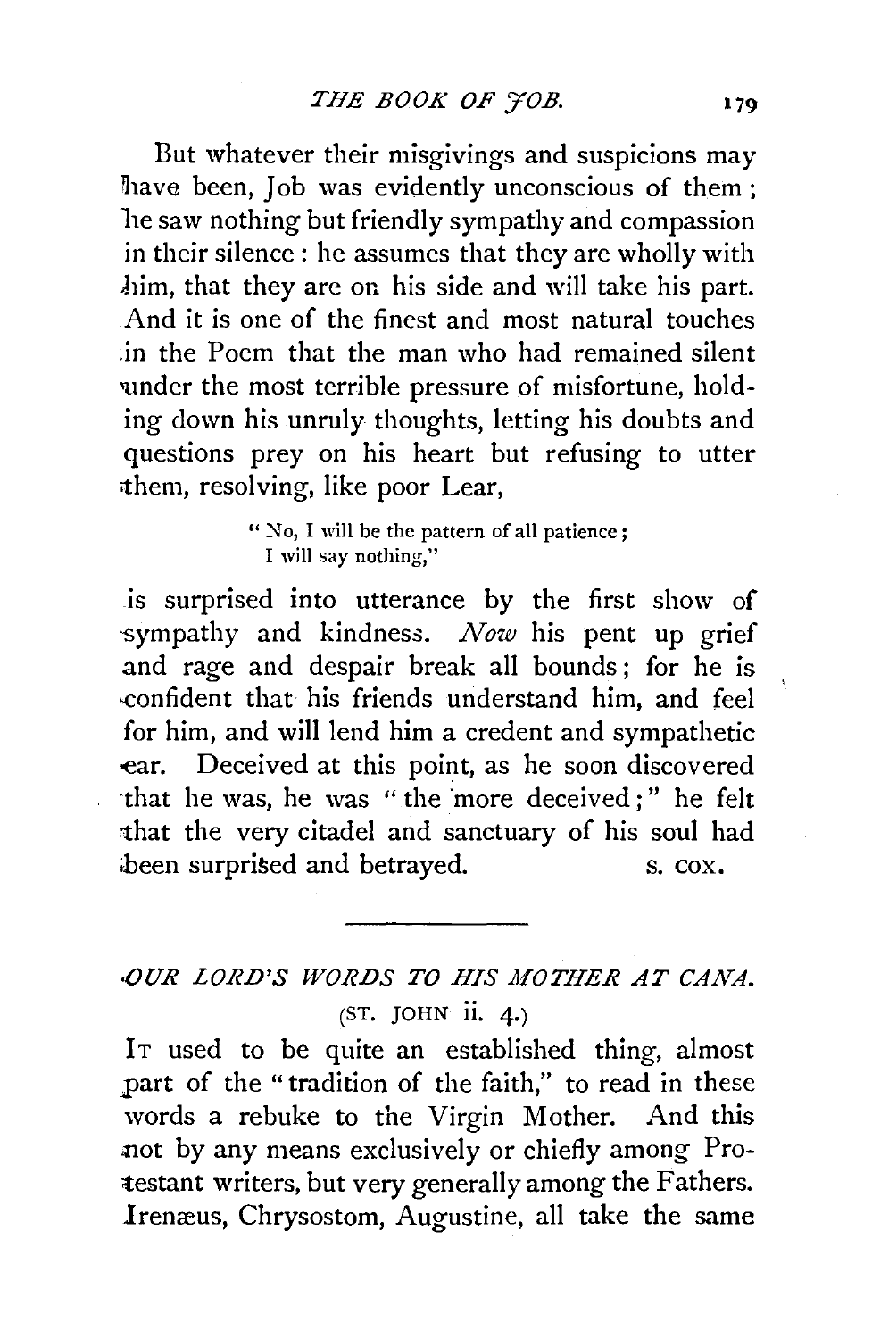But whatever their misgivings and suspicions may have been, Job was evidently unconscious of them; he saw nothing but friendly sympathy and compassion in their silence: he assumes that they are wholly with him, that they are on his side and will take his part. And it is one of the finest and most natural touches in the Poem that the man who had remained silent under the most terrible pressure of misfortune, holding down his unruly thoughts, letting his doubts and questions prey on his heart but refusing to utter them, resolving, like poor Lear,

> "No, I will be the pattern of all patience;
> I will say nothing,"

is surprised into utterance by the first show of sympathy and kindness. *Now* his pent up grief and rage and despair break all bounds; for he is confident that his friends understand him, and feel for him, and will lend him a credent and sympathetic ear. Deceived at this point, as he soon discovered that he was, he was "the more deceived;" he felt that the very citadel and sanctuary of his soul had been surprised and betrayed.

S. COX.

---

## *OUR LORD'S WORDS TO HIS MOTHER AT CANA.*

(ST. JOHN ii. 4.)

IT used to be quite an established thing, almost part of the "tradition of the faith," to read in these words a rebuke to the Virgin Mother. And this not by any means exclusively or chiefly among Protestant writers, but very generally among the Fathers. Irenæus, Chrysostom, Augustine, all take the same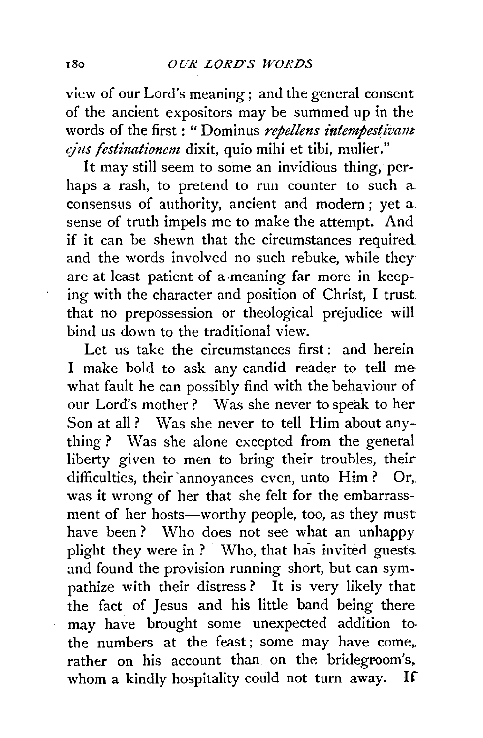view of our Lord's meaning; and the general consent of the ancient expositors may be summed up in the words of the first: "Dominus *repellens intempestivam ejus festinationem* dixit, quio mihi et tibi, mulier."

It may still seem to some an invidious thing, perhaps a rash, to pretend to run counter to such a consensus of authority, ancient and modern; yet a sense of truth impels me to make the attempt. And if it can be shewn that the circumstances required and the words involved no such rebuke, while they are at least patient of a meaning far more in keeping with the character and position of Christ, I trust that no prepossession or theological prejudice will bind us down to the traditional view.

Let us take the circumstances first: and herein I make bold to ask any candid reader to tell me what fault he can possibly find with the behaviour of our Lord's mother? Was she never to speak to her Son at all? Was she never to tell Him about anything? Was she alone excepted from the general liberty given to men to bring their troubles, their difficulties, their annoyances even, unto Him? Or, was it wrong of her that she felt for the embarrassment of her hosts—worthy people, too, as they must have been? Who does not see what an unhappy plight they were in? Who, that has invited guests and found the provision running short, but can sympathize with their distress? It is very likely that the fact of Jesus and his little band being there may have brought some unexpected addition to the numbers at the feast; some may have come, rather on his account than on the bridegroom's, whom a kindly hospitality could not turn away. If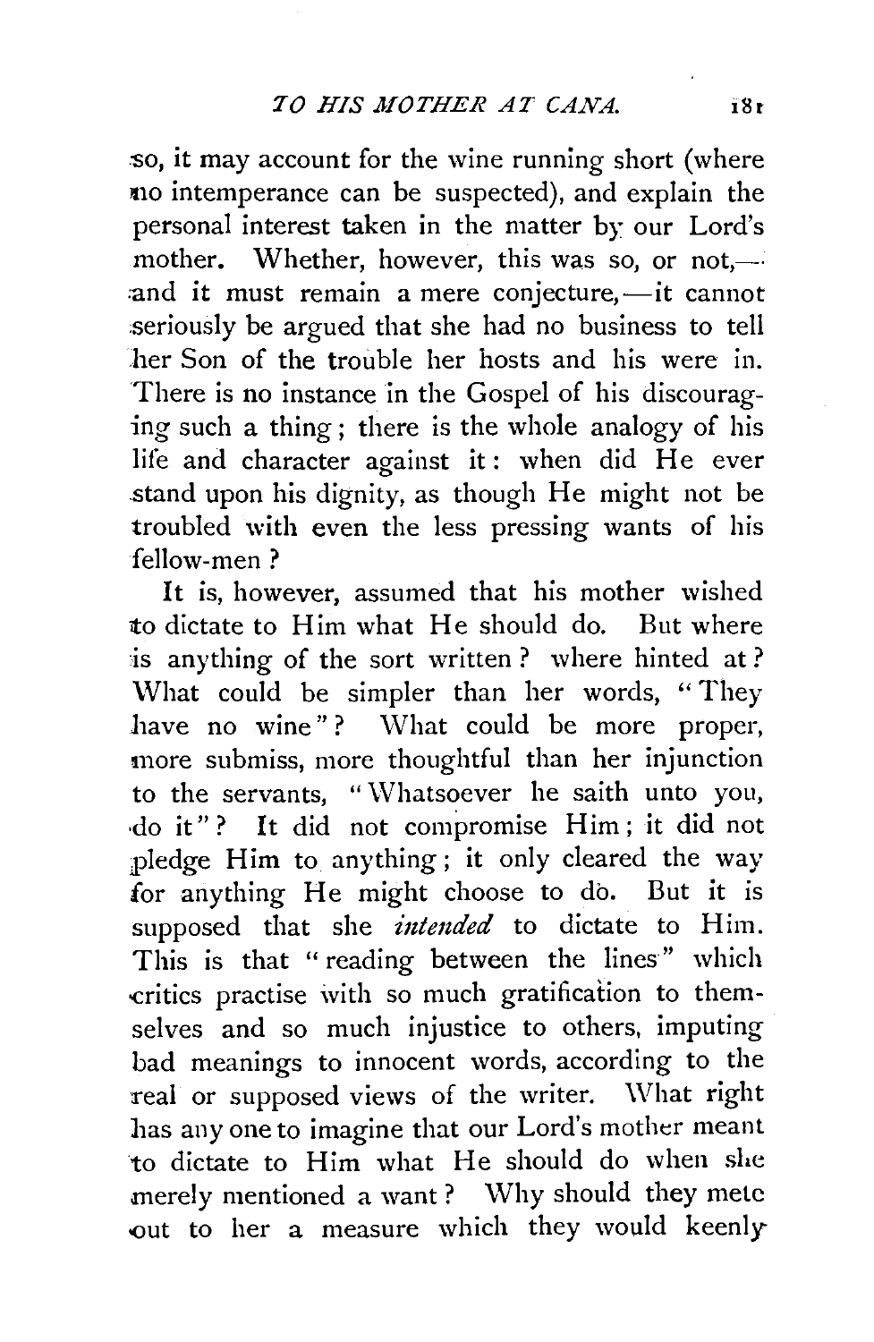so, it may account for the wine running short (where no intemperance can be suspected), and explain the personal interest taken in the matter by our Lord's mother. Whether, however, this was so, or not,—and it must remain a mere conjecture,—it cannot seriously be argued that she had no business to tell her Son of the trouble her hosts and his were in. There is no instance in the Gospel of his discouraging such a thing; there is the whole analogy of his life and character against it: when did He ever stand upon his dignity, as though He might not be troubled with even the less pressing wants of his fellow-men?

It is, however, assumed that his mother wished to dictate to Him what He should do. But where is anything of the sort written? where hinted at? What could be simpler than her words, "They have no wine"? What could be more proper, more submiss, more thoughtful than her injunction to the servants, "Whatsoever he saith unto you, do it"? It did not compromise Him; it did not pledge Him to anything; it only cleared the way for anything He might choose to do. But it is supposed that she *intended* to dictate to Him. This is that "reading between the lines" which critics practise with so much gratification to themselves and so much injustice to others, imputing bad meanings to innocent words, according to the real or supposed views of the writer. What right has any one to imagine that our Lord's mother meant to dictate to Him what He should do when she merely mentioned a want? Why should they mete out to her a measure which they would keenly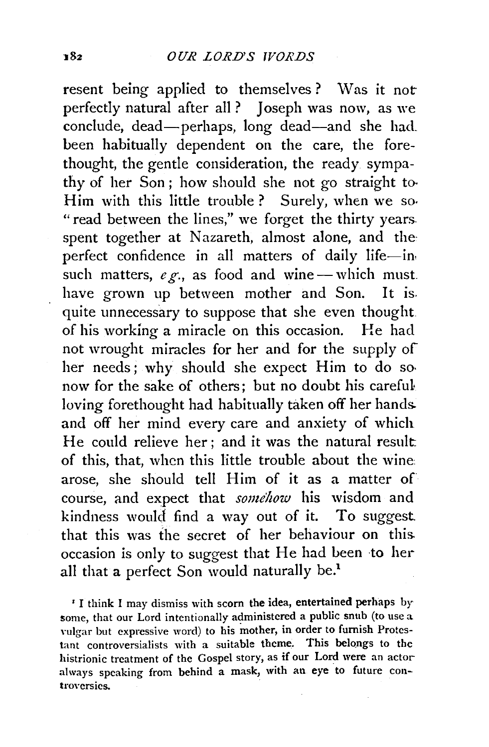resent being applied to themselves? Was it not perfectly natural after all? Joseph was now, as we conclude, dead—perhaps, long dead—and she had been habitually dependent on the care, the forethought, the gentle consideration, the ready sympathy of her Son; how should she not go straight to Him with this little trouble? Surely, when we so "read between the lines," we forget the thirty years spent together at Nazareth, almost alone, and the perfect confidence in all matters of daily life—in such matters, *e.g.*, as food and wine—which must have grown up between mother and Son. It is quite unnecessary to suppose that she even thought of his working a miracle on this occasion. He had not wrought miracles for her and for the supply of her needs; why should she expect Him to do so now for the sake of others; but no doubt his careful loving forethought had habitually taken off her hands and off her mind every care and anxiety of which He could relieve her; and it was the natural result of this, that, when this little trouble about the wine arose, she should tell Him of it as a matter of course, and expect that *somehow* his wisdom and kindness would find a way out of it. To suggest that this was the secret of her behaviour on this occasion is only to suggest that He had been to her all that a perfect Son would naturally be.[1]

[1] I think I may dismiss with scorn the idea, entertained perhaps by some, that our Lord intentionally administered a public snub (to use a vulgar but expressive word) to his mother, in order to furnish Protestant controversialists with a suitable theme. This belongs to the histrionic treatment of the Gospel story, as if our Lord were an actor always speaking from behind a mask, with an eye to future controversies.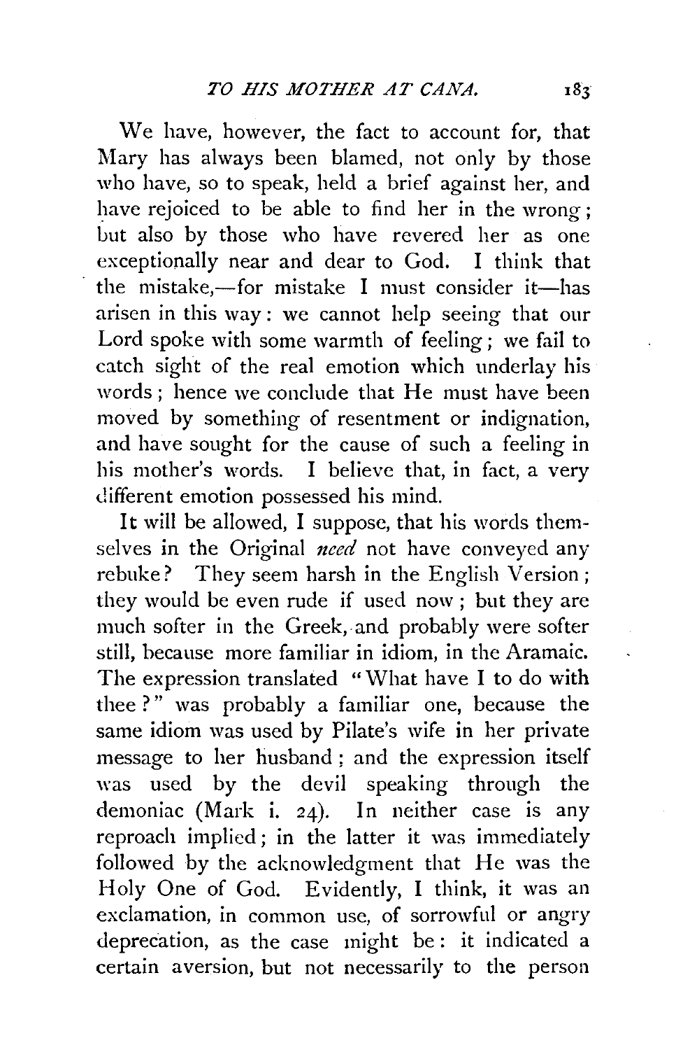We have, however, the fact to account for, that Mary has always been blamed, not only by those who have, so to speak, held a brief against her, and have rejoiced to be able to find her in the wrong; but also by those who have revered her as one exceptionally near and dear to God. I think that the mistake,—for mistake I must consider it—has arisen in this way: we cannot help seeing that our Lord spoke with some warmth of feeling; we fail to catch sight of the real emotion which underlay his words; hence we conclude that He must have been moved by something of resentment or indignation, and have sought for the cause of such a feeling in his mother's words. I believe that, in fact, a very different emotion possessed his mind.

It will be allowed, I suppose, that his words themselves in the Original *need* not have conveyed any rebuke? They seem harsh in the English Version; they would be even rude if used now; but they are much softer in the Greek, and probably were softer still, because more familiar in idiom, in the Aramaic. The expression translated "What have I to do with thee?" was probably a familiar one, because the same idiom was used by Pilate's wife in her private message to her husband; and the expression itself was used by the devil speaking through the demoniac (Mark i. 24). In neither case is any reproach implied; in the latter it was immediately followed by the acknowledgment that He was the Holy One of God. Evidently, I think, it was an exclamation, in common use, of sorrowful or angry deprecation, as the case might be: it indicated a certain aversion, but not necessarily to the person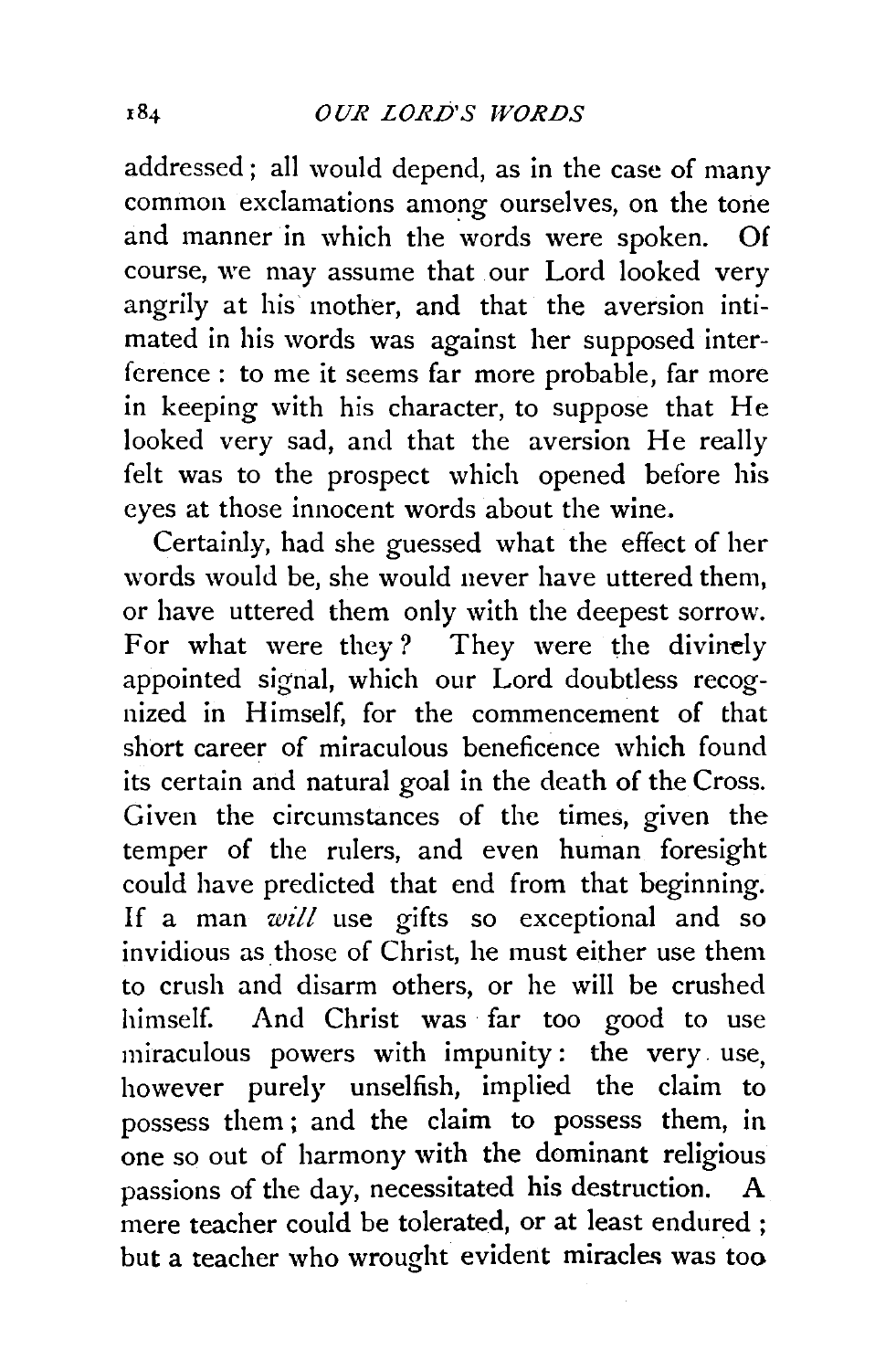addressed; all would depend, as in the case of many common exclamations among ourselves, on the tone and manner in which the words were spoken. Of course, we may assume that our Lord looked very angrily at his mother, and that the aversion intimated in his words was against her supposed interference: to me it seems far more probable, far more in keeping with his character, to suppose that He looked very sad, and that the aversion He really felt was to the prospect which opened before his eyes at those innocent words about the wine.

Certainly, had she guessed what the effect of her words would be, she would never have uttered them, or have uttered them only with the deepest sorrow. For what were they? They were the divinely appointed signal, which our Lord doubtless recognized in Himself, for the commencement of that short career of miraculous beneficence which found its certain and natural goal in the death of the Cross. Given the circumstances of the times, given the temper of the rulers, and even human foresight could have predicted that end from that beginning. If a man *will* use gifts so exceptional and so invidious as those of Christ, he must either use them to crush and disarm others, or he will be crushed himself. And Christ was far too good to use miraculous powers with impunity: the very use, however purely unselfish, implied the claim to possess them; and the claim to possess them, in one so out of harmony with the dominant religious passions of the day, necessitated his destruction. A mere teacher could be tolerated, or at least endured; but a teacher who wrought evident miracles was too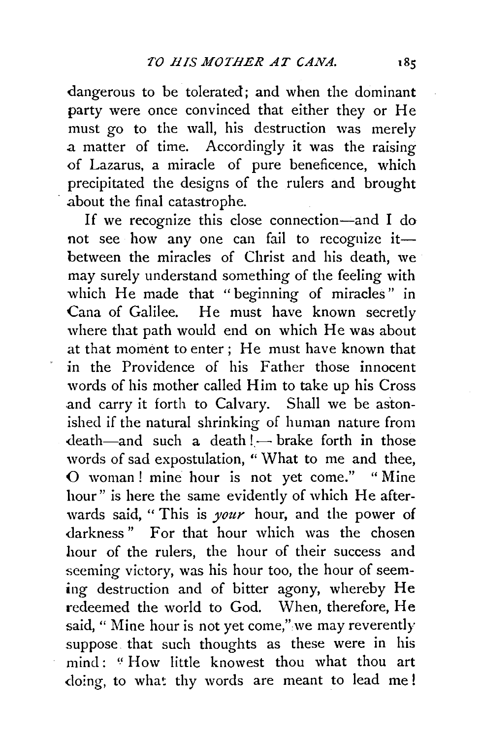dangerous to be tolerated; and when the dominant party were once convinced that either they or He must go to the wall, his destruction was merely a matter of time. Accordingly it was the raising of Lazarus, a miracle of pure beneficence, which precipitated the designs of the rulers and brought about the final catastrophe.

If we recognize this close connection—and I do not see how any one can fail to recognize it—between the miracles of Christ and his death, we may surely understand something of the feeling with which He made that "beginning of miracles" in Cana of Galilee. He must have known secretly where that path would end on which He was about at that moment to enter; He must have known that in the Providence of his Father those innocent words of his mother called Him to take up his Cross and carry it forth to Calvary. Shall we be astonished if the natural shrinking of human nature from death—and such a death!—brake forth in those words of sad expostulation, "What to me and thee, O woman! mine hour is not yet come." "Mine hour" is here the same evidently of which He afterwards said, "This is *your* hour, and the power of darkness" For that hour which was the chosen hour of the rulers, the hour of their success and seeming victory, was his hour too, the hour of seeming destruction and of bitter agony, whereby He redeemed the world to God. When, therefore, He said, "Mine hour is not yet come," we may reverently suppose that such thoughts as these were in his mind: "How little knowest thou what thou art doing, to what thy words are meant to lead me!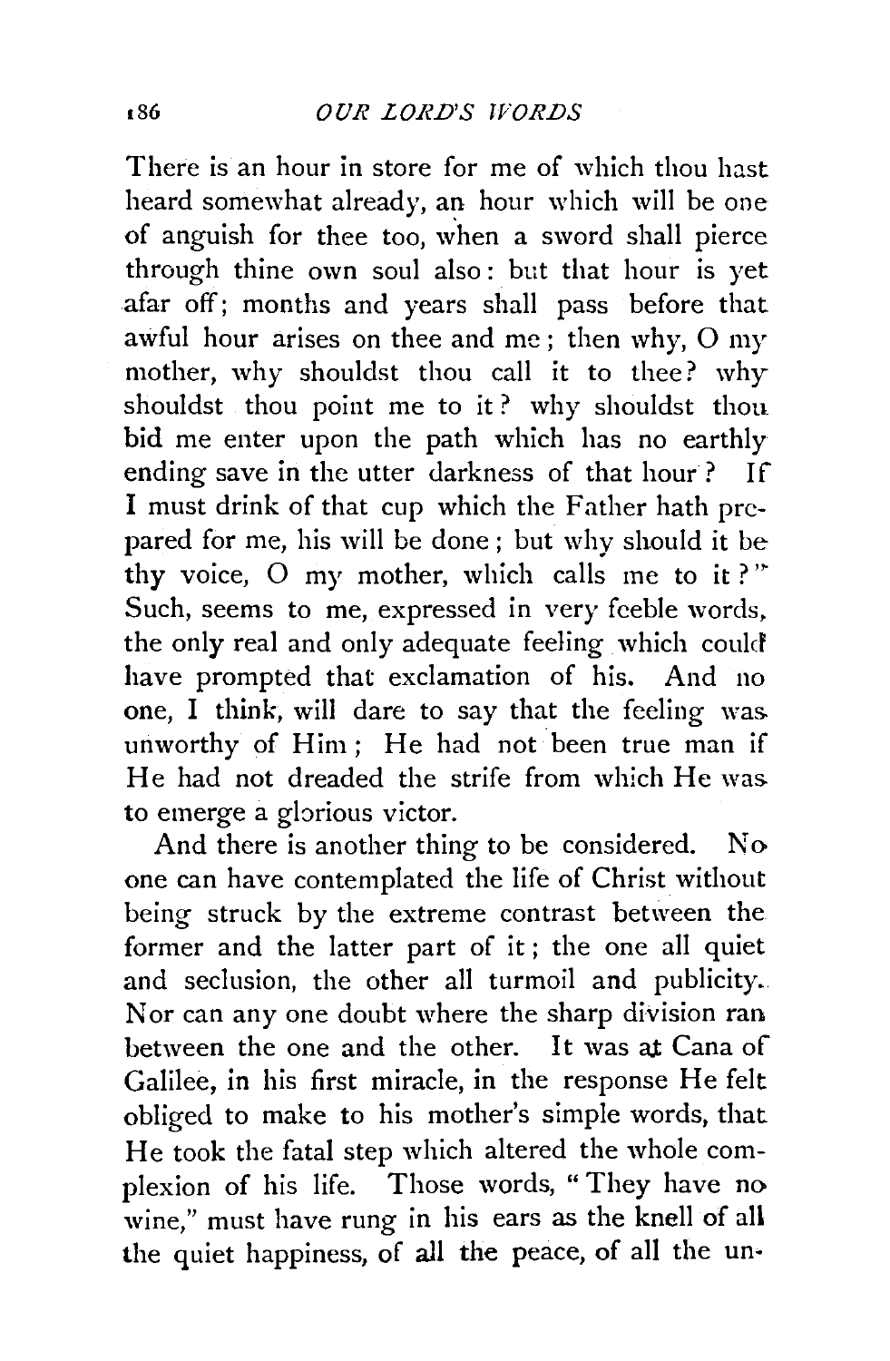There is an hour in store for me of which thou hast heard somewhat already, an hour which will be one of anguish for thee too, when a sword shall pierce through thine own soul also: but that hour is yet afar off; months and years shall pass before that awful hour arises on thee and me; then why, O my mother, why shouldst thou call it to thee? why shouldst thou point me to it? why shouldst thou bid me enter upon the path which has no earthly ending save in the utter darkness of that hour? If I must drink of that cup which the Father hath prepared for me, his will be done; but why should it be thy voice, O my mother, which calls me to it?" Such, seems to me, expressed in very feeble words, the only real and only adequate feeling which could have prompted that exclamation of his. And no one, I think, will dare to say that the feeling was unworthy of Him; He had not been true man if He had not dreaded the strife from which He was to emerge a glorious victor.

And there is another thing to be considered. No one can have contemplated the life of Christ without being struck by the extreme contrast between the former and the latter part of it; the one all quiet and seclusion, the other all turmoil and publicity. Nor can any one doubt where the sharp division ran between the one and the other. It was at Cana of Galilee, in his first miracle, in the response He felt obliged to make to his mother's simple words, that He took the fatal step which altered the whole complexion of his life. Those words, "They have no wine," must have rung in his ears as the knell of all the quiet happiness, of all the peace, of all the un-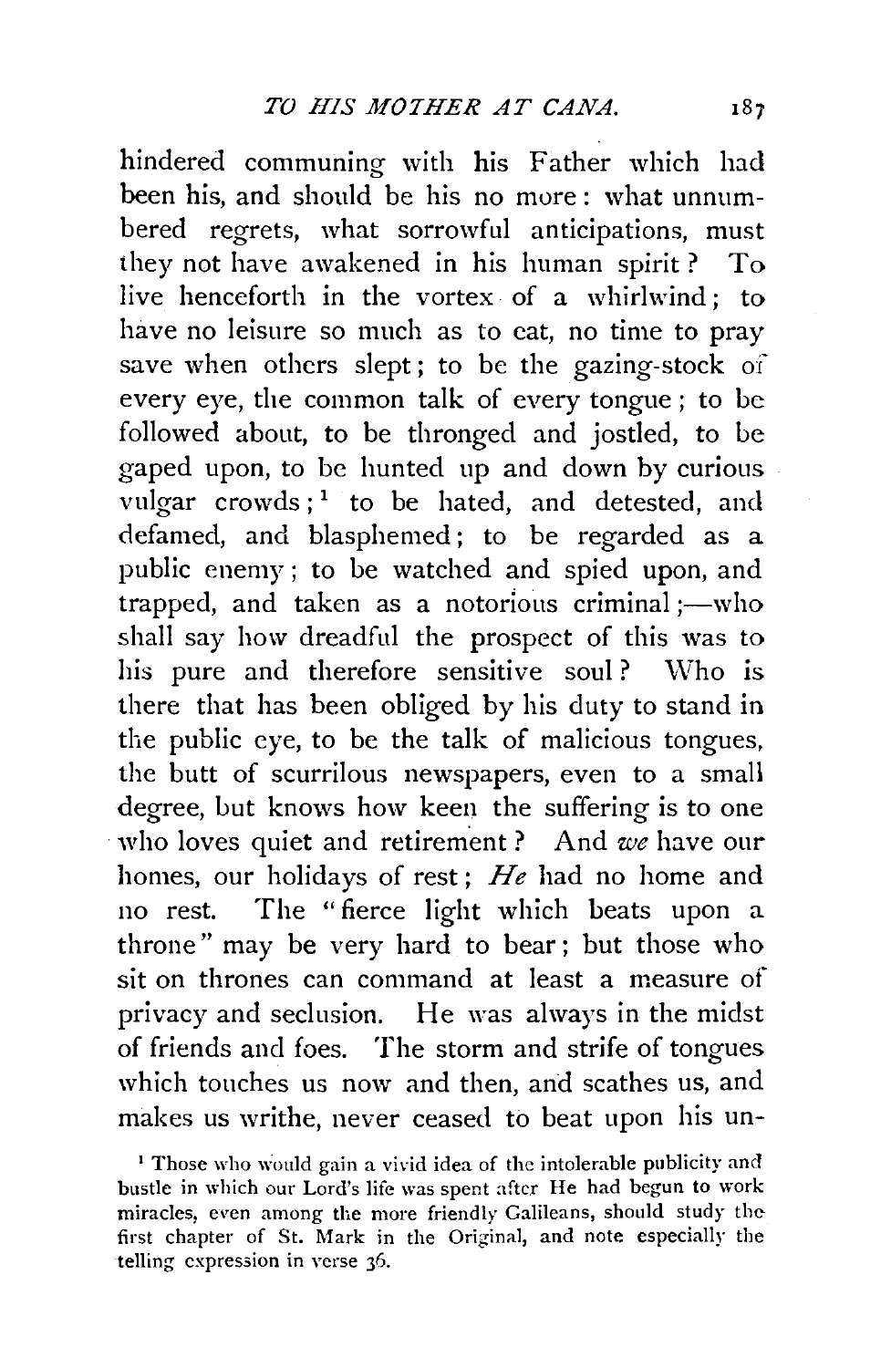hindered communing with his Father which had been his, and should be his no more: what unnumbered regrets, what sorrowful anticipations, must they not have awakened in his human spirit? To live henceforth in the vortex of a whirlwind; to have no leisure so much as to eat, no time to pray save when others slept; to be the gazing-stock of every eye, the common talk of every tongue; to be followed about, to be thronged and jostled, to be gaped upon, to be hunted up and down by curious vulgar crowds;[1] to be hated, and detested, and defamed, and blasphemed; to be regarded as a public enemy; to be watched and spied upon, and trapped, and taken as a notorious criminal;—who shall say how dreadful the prospect of this was to his pure and therefore sensitive soul? Who is there that has been obliged by his duty to stand in the public eye, to be the talk of malicious tongues, the butt of scurrilous newspapers, even to a small degree, but knows how keen the suffering is to one who loves quiet and retirement? And *we* have our homes, our holidays of rest; *He* had no home and no rest. The "fierce light which beats upon a throne" may be very hard to bear; but those who sit on thrones can command at least a measure of privacy and seclusion. He was always in the midst of friends and foes. The storm and strife of tongues which touches us now and then, and scathes us, and makes us writhe, never ceased to beat upon his un-

[1] Those who would gain a vivid idea of the intolerable publicity and bustle in which our Lord's life was spent after He had begun to work miracles, even among the more friendly Galileans, should study the first chapter of St. Mark in the Original, and note especially the telling expression in verse 36.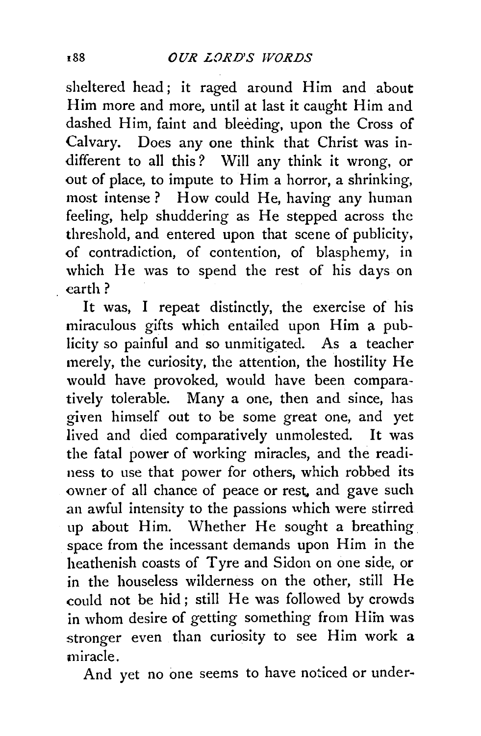sheltered head; it raged around Him and about Him more and more, until at last it caught Him and dashed Him, faint and bleeding, upon the Cross of Calvary. Does any one think that Christ was indifferent to all this? Will any think it wrong, or out of place, to impute to Him a horror, a shrinking, most intense? How could He, having any human feeling, help shuddering as He stepped across the threshold, and entered upon that scene of publicity, of contradiction, of contention, of blasphemy, in which He was to spend the rest of his days on earth?

It was, I repeat distinctly, the exercise of his miraculous gifts which entailed upon Him a publicity so painful and so unmitigated. As a teacher merely, the curiosity, the attention, the hostility He would have provoked, would have been comparatively tolerable. Many a one, then and since, has given himself out to be some great one, and yet lived and died comparatively unmolested. It was the fatal power of working miracles, and the readiness to use that power for others, which robbed its owner of all chance of peace or rest, and gave such an awful intensity to the passions which were stirred up about Him. Whether He sought a breathing space from the incessant demands upon Him in the heathenish coasts of Tyre and Sidon on one side, or in the houseless wilderness on the other, still He could not be hid; still He was followed by crowds in whom desire of getting something from Him was stronger even than curiosity to see Him work a miracle.

And yet no one seems to have noticed or under-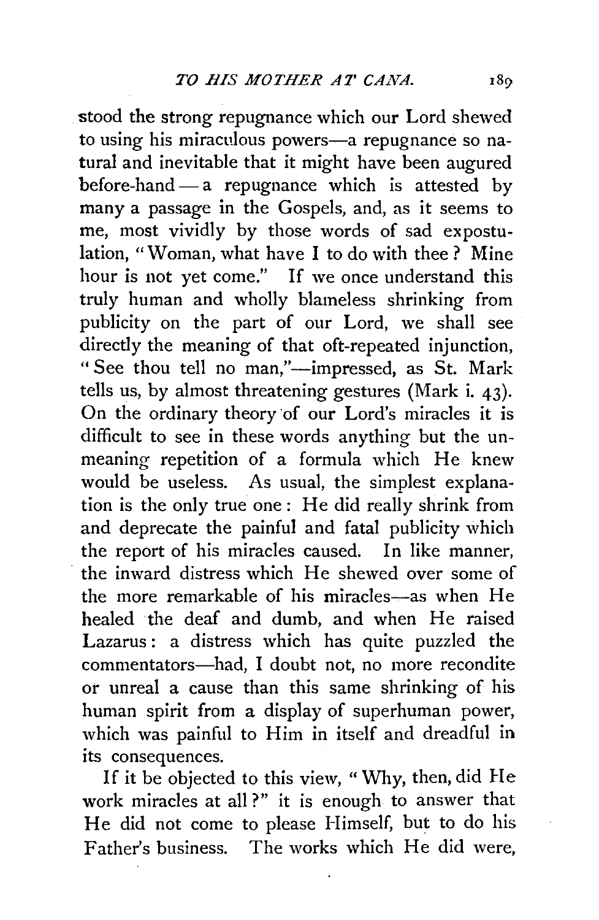stood the strong repugnance which our Lord shewed to using his miraculous powers—a repugnance so natural and inevitable that it might have been augured before-hand — a repugnance which is attested by many a passage in the Gospels, and, as it seems to me, most vividly by those words of sad expostulation, "Woman, what have I to do with thee? Mine hour is not yet come." If we once understand this truly human and wholly blameless shrinking from publicity on the part of our Lord, we shall see directly the meaning of that oft-repeated injunction, "See thou tell no man,"—impressed, as St. Mark tells us, by almost threatening gestures (Mark i. 43). On the ordinary theory of our Lord's miracles it is difficult to see in these words anything but the unmeaning repetition of a formula which He knew would be useless. As usual, the simplest explanation is the only true one: He did really shrink from and deprecate the painful and fatal publicity which the report of his miracles caused. In like manner, the inward distress which He shewed over some of the more remarkable of his miracles—as when He healed the deaf and dumb, and when He raised Lazarus: a distress which has quite puzzled the commentators—had, I doubt not, no more recondite or unreal a cause than this same shrinking of his human spirit from a display of superhuman power, which was painful to Him in itself and dreadful in its consequences.

If it be objected to this view, "Why, then, did He work miracles at all?" it is enough to answer that He did not come to please Himself, but to do his Father's business. The works which He did were,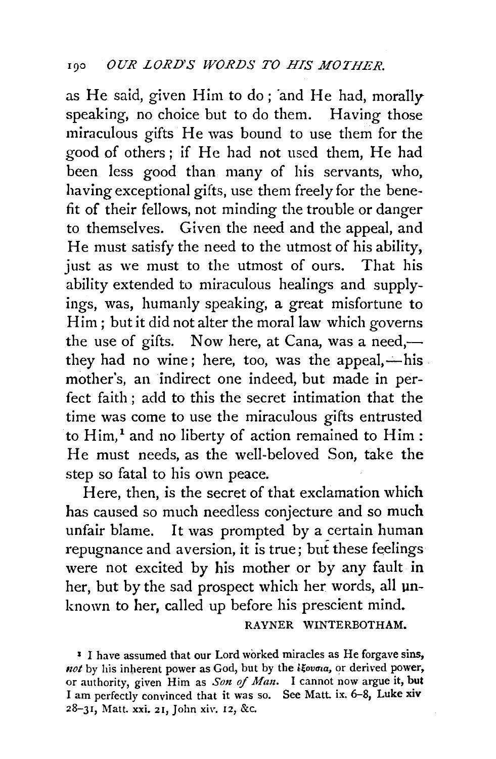as He said, given Him to do; and He had, morally speaking, no choice but to do them. Having those miraculous gifts He was bound to use them for the good of others; if He had not used them, He had been less good than many of his servants, who, having exceptional gifts, use them freely for the benefit of their fellows, not minding the trouble or danger to themselves. Given the need and the appeal, and He must satisfy the need to the utmost of his ability, just as we must to the utmost of ours. That his ability extended to miraculous healings and supplyings, was, humanly speaking, a great misfortune to Him; but it did not alter the moral law which governs the use of gifts. Now here, at Cana, was a need,—they had no wine; here, too, was the appeal,—his mother's, an indirect one indeed, but made in perfect faith; add to this the secret intimation that the time was come to use the miraculous gifts entrusted to Him,[1] and no liberty of action remained to Him: He must needs, as the well-beloved Son, take the step so fatal to his own peace.

Here, then, is the secret of that exclamation which has caused so much needless conjecture and so much unfair blame. It was prompted by a certain human repugnance and aversion, it is true; but these feelings were not excited by his mother or by any fault in her, but by the sad prospect which her words, all unknown to her, called up before his prescient mind.

RAYNER WINTERBOTHAM.

[1] I have assumed that our Lord worked miracles as He forgave sins, *not* by his inherent power as God, but by the ἐξουσία, or derived power, or authority, given Him as *Son of Man*. I cannot now argue it, but I am perfectly convinced that it was so. See Matt. ix. 6–8, Luke xiv 28–31, Matt. xxi. 21, John xiv. 12, &c.